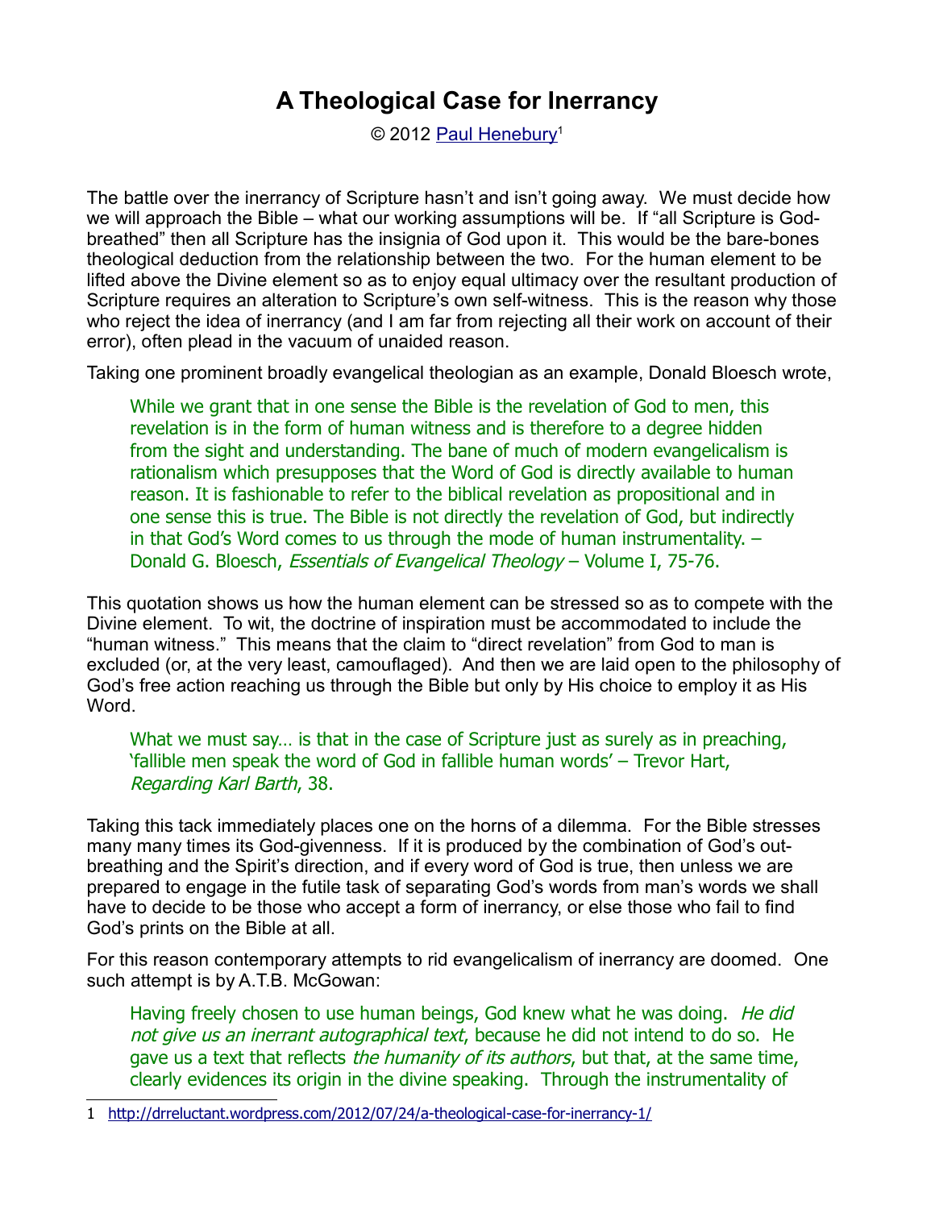# A Theological Case for Inerrancy

© 2012 [Paul Henebury][1]

The battle over the inerrancy of Scripture hasn't and isn't going away. We must decide how we will approach the Bible – what our working assumptions will be. If "all Scripture is God-breathed" then all Scripture has the insignia of God upon it. This would be the bare-bones theological deduction from the relationship between the two. For the human element to be lifted above the Divine element so as to enjoy equal ultimacy over the resultant production of Scripture requires an alteration to Scripture's own self-witness. This is the reason why those who reject the idea of inerrancy (and I am far from rejecting all their work on account of their error), often plead in the vacuum of unaided reason.

Taking one prominent broadly evangelical theologian as an example, Donald Bloesch wrote,

> While we grant that in one sense the Bible is the revelation of God to men, this revelation is in the form of human witness and is therefore to a degree hidden from the sight and understanding. The bane of much of modern evangelicalism is rationalism which presupposes that the Word of God is directly available to human reason. It is fashionable to refer to the biblical revelation as propositional and in one sense this is true. The Bible is not directly the revelation of God, but indirectly in that God's Word comes to us through the mode of human instrumentality. – Donald G. Bloesch, *Essentials of Evangelical Theology* – Volume I, 75-76.

This quotation shows us how the human element can be stressed so as to compete with the Divine element. To wit, the doctrine of inspiration must be accommodated to include the "human witness." This means that the claim to "direct revelation" from God to man is excluded (or, at the very least, camouflaged). And then we are laid open to the philosophy of God's free action reaching us through the Bible but only by His choice to employ it as His Word.

> What we must say… is that in the case of Scripture just as surely as in preaching, 'fallible men speak the word of God in fallible human words' – Trevor Hart, *Regarding Karl Barth*, 38.

Taking this tack immediately places one on the horns of a dilemma. For the Bible stresses many many times its God-givenness. If it is produced by the combination of God's out-breathing and the Spirit's direction, and if every word of God is true, then unless we are prepared to engage in the futile task of separating God's words from man's words we shall have to decide to be those who accept a form of inerrancy, or else those who fail to find God's prints on the Bible at all.

For this reason contemporary attempts to rid evangelicalism of inerrancy are doomed. One such attempt is by A.T.B. McGowan:

> Having freely chosen to use human beings, God knew what he was doing. *He did not give us an inerrant autographical text*, because he did not intend to do so. He gave us a text that reflects *the humanity of its authors*, but that, at the same time, clearly evidences its origin in the divine speaking. Through the instrumentality of

---

1 http://drreluctant.wordpress.com/2012/07/24/a-theological-case-for-inerrancy-1/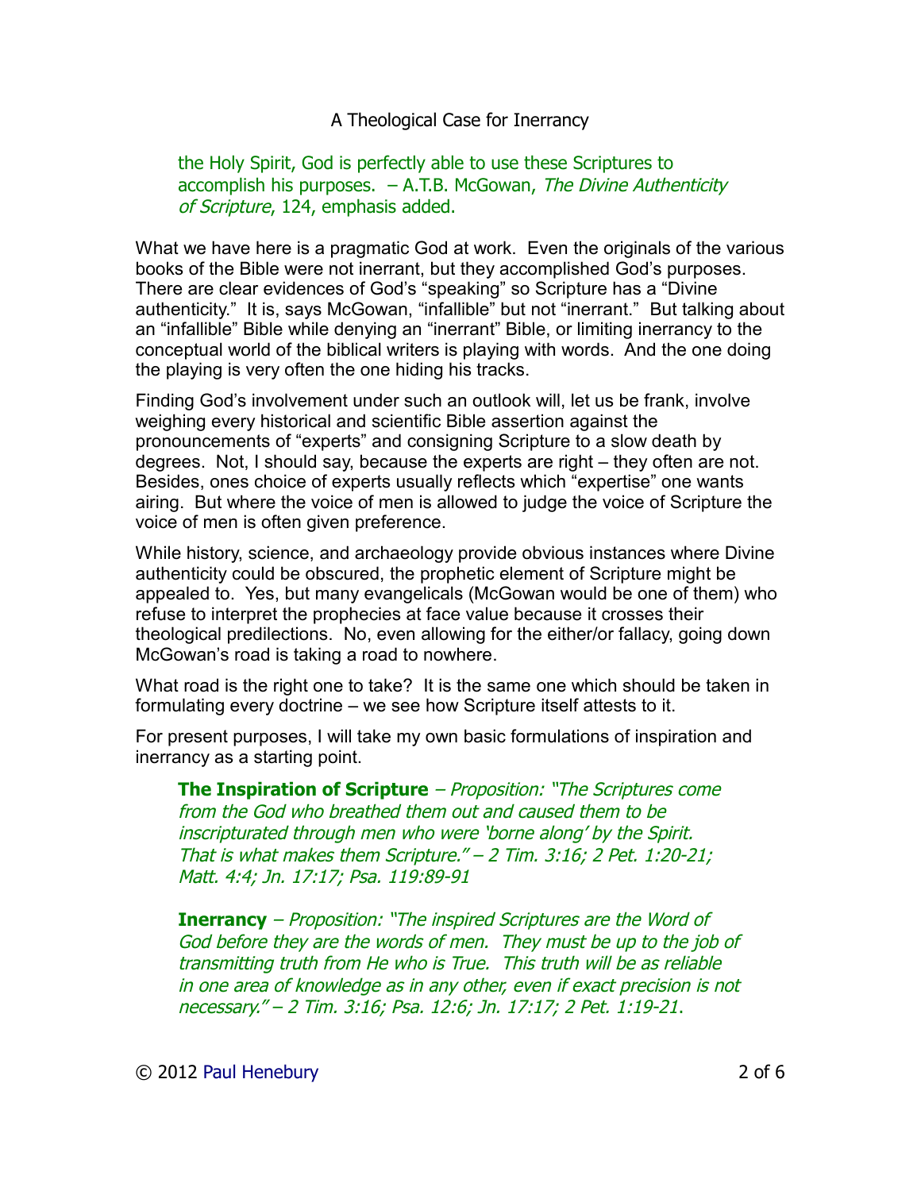the Holy Spirit, God is perfectly able to use these Scriptures to accomplish his purposes. – A.T.B. McGowan, *The Divine Authenticity of Scripture*, 124, emphasis added.

What we have here is a pragmatic God at work. Even the originals of the various books of the Bible were not inerrant, but they accomplished God's purposes. There are clear evidences of God's "speaking" so Scripture has a "Divine authenticity." It is, says McGowan, "infallible" but not "inerrant." But talking about an "infallible" Bible while denying an "inerrant" Bible, or limiting inerrancy to the conceptual world of the biblical writers is playing with words. And the one doing the playing is very often the one hiding his tracks.

Finding God's involvement under such an outlook will, let us be frank, involve weighing every historical and scientific Bible assertion against the pronouncements of "experts" and consigning Scripture to a slow death by degrees. Not, I should say, because the experts are right – they often are not. Besides, ones choice of experts usually reflects which "expertise" one wants airing. But where the voice of men is allowed to judge the voice of Scripture the voice of men is often given preference.

While history, science, and archaeology provide obvious instances where Divine authenticity could be obscured, the prophetic element of Scripture might be appealed to. Yes, but many evangelicals (McGowan would be one of them) who refuse to interpret the prophecies at face value because it crosses their theological predilections. No, even allowing for the either/or fallacy, going down McGowan's road is taking a road to nowhere.

What road is the right one to take? It is the same one which should be taken in formulating every doctrine – we see how Scripture itself attests to it.

For present purposes, I will take my own basic formulations of inspiration and inerrancy as a starting point.

> **The Inspiration of Scripture** – *Proposition: "The Scriptures come from the God who breathed them out and caused them to be inscripturated through men who were 'borne along' by the Spirit. That is what makes them Scripture." – 2 Tim. 3:16; 2 Pet. 1:20-21; Matt. 4:4; Jn. 17:17; Psa. 119:89-91*
>
> **Inerrancy** – *Proposition: "The inspired Scriptures are the Word of God before they are the words of men. They must be up to the job of transmitting truth from He who is True. This truth will be as reliable in one area of knowledge as in any other, even if exact precision is not necessary." – 2 Tim. 3:16; Psa. 12:6; Jn. 17:17; 2 Pet. 1:19-21.*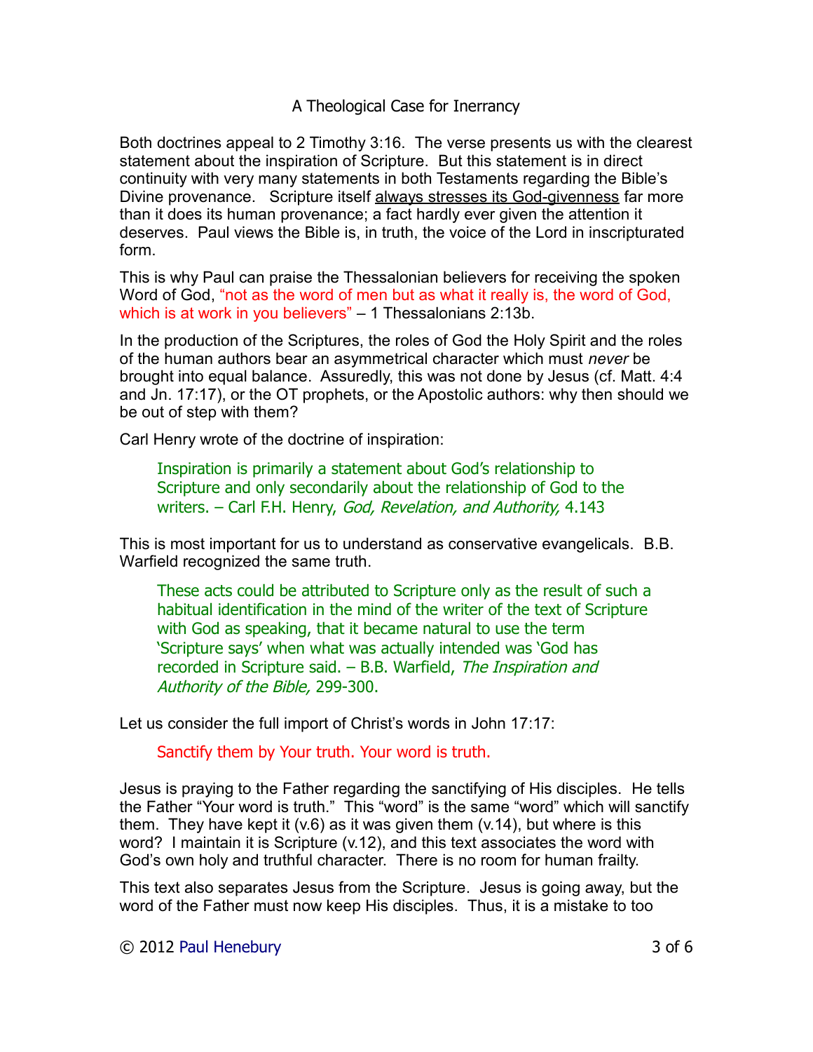A Theological Case for Inerrancy

Both doctrines appeal to 2 Timothy 3:16. The verse presents us with the clearest statement about the inspiration of Scripture. But this statement is in direct continuity with very many statements in both Testaments regarding the Bible's Divine provenance. Scripture itself <u>always stresses its God-givenness</u> far more than it does its human provenance; a fact hardly ever given the attention it deserves. Paul views the Bible is, in truth, the voice of the Lord in inscripturated form.

This is why Paul can praise the Thessalonian believers for receiving the spoken Word of God, "not as the word of men but as what it really is, the word of God, which is at work in you believers" – 1 Thessalonians 2:13b.

In the production of the Scriptures, the roles of God the Holy Spirit and the roles of the human authors bear an asymmetrical character which must *never* be brought into equal balance. Assuredly, this was not done by Jesus (cf. Matt. 4:4 and Jn. 17:17), or the OT prophets, or the Apostolic authors: why then should we be out of step with them?

Carl Henry wrote of the doctrine of inspiration:

> Inspiration is primarily a statement about God's relationship to Scripture and only secondarily about the relationship of God to the writers. – Carl F.H. Henry, *God, Revelation, and Authority,* 4.143

This is most important for us to understand as conservative evangelicals. B.B. Warfield recognized the same truth.

> These acts could be attributed to Scripture only as the result of such a habitual identification in the mind of the writer of the text of Scripture with God as speaking, that it became natural to use the term 'Scripture says' when what was actually intended was 'God has recorded in Scripture said. – B.B. Warfield, *The Inspiration and Authority of the Bible,* 299-300.

Let us consider the full import of Christ's words in John 17:17:

> Sanctify them by Your truth. Your word is truth.

Jesus is praying to the Father regarding the sanctifying of His disciples. He tells the Father "Your word is truth." This "word" is the same "word" which will sanctify them. They have kept it (v.6) as it was given them (v.14), but where is this word? I maintain it is Scripture (v.12), and this text associates the word with God's own holy and truthful character. There is no room for human frailty.

This text also separates Jesus from the Scripture. Jesus is going away, but the word of the Father must now keep His disciples. Thus, it is a mistake to too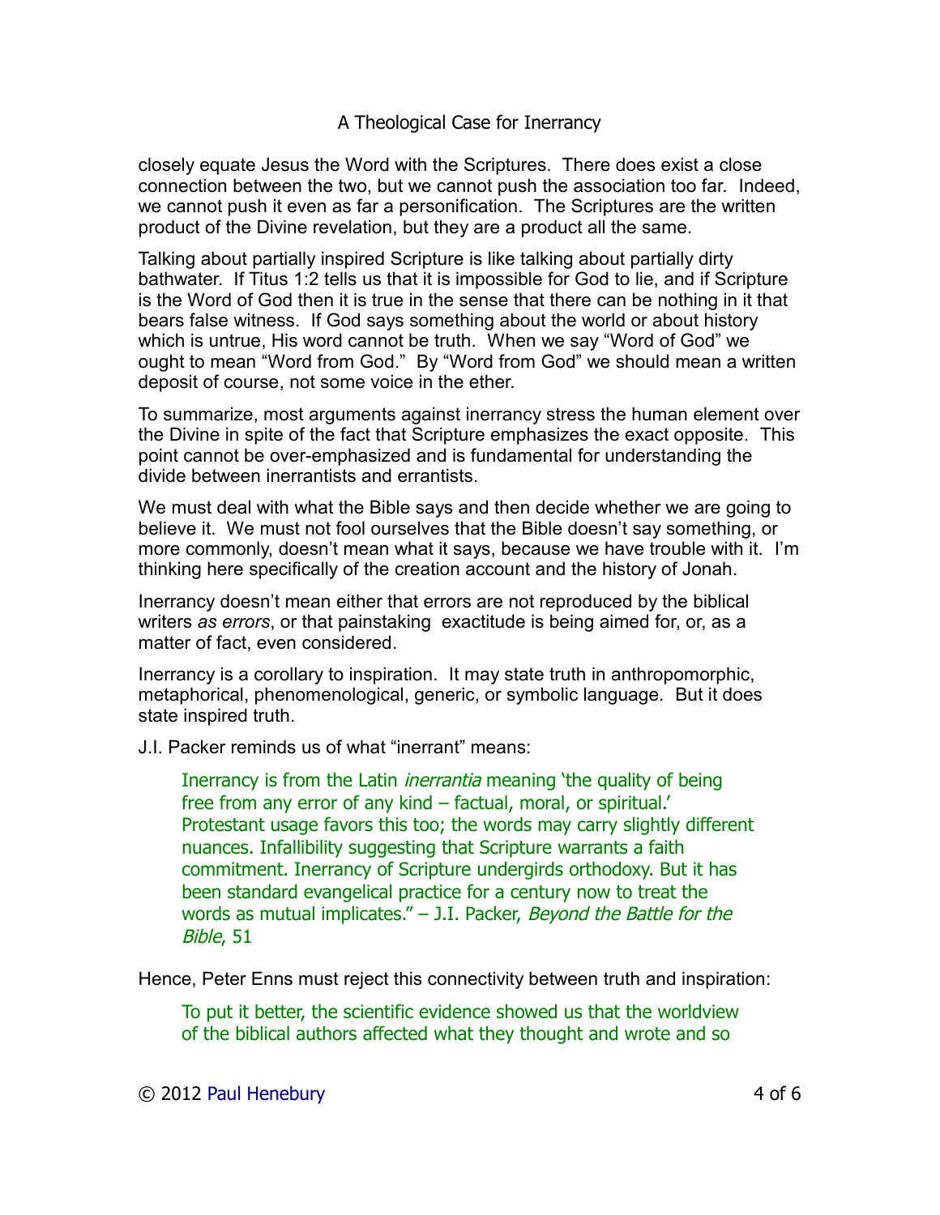closely equate Jesus the Word with the Scriptures. There does exist a close connection between the two, but we cannot push the association too far. Indeed, we cannot push it even as far a personification. The Scriptures are the written product of the Divine revelation, but they are a product all the same.

Talking about partially inspired Scripture is like talking about partially dirty bathwater. If Titus 1:2 tells us that it is impossible for God to lie, and if Scripture is the Word of God then it is true in the sense that there can be nothing in it that bears false witness. If God says something about the world or about history which is untrue, His word cannot be truth. When we say "Word of God" we ought to mean "Word from God." By "Word from God" we should mean a written deposit of course, not some voice in the ether.

To summarize, most arguments against inerrancy stress the human element over the Divine in spite of the fact that Scripture emphasizes the exact opposite. This point cannot be over-emphasized and is fundamental for understanding the divide between inerrantists and errantists.

We must deal with what the Bible says and then decide whether we are going to believe it. We must not fool ourselves that the Bible doesn't say something, or more commonly, doesn't mean what it says, because we have trouble with it. I'm thinking here specifically of the creation account and the history of Jonah.

Inerrancy doesn't mean either that errors are not reproduced by the biblical writers *as errors*, or that painstaking exactitude is being aimed for, or, as a matter of fact, even considered.

Inerrancy is a corollary to inspiration. It may state truth in anthropomorphic, metaphorical, phenomenological, generic, or symbolic language. But it does state inspired truth.

J.I. Packer reminds us of what "inerrant" means:

> Inerrancy is from the Latin *inerrantia* meaning 'the quality of being free from any error of any kind – factual, moral, or spiritual.' Protestant usage favors this too; the words may carry slightly different nuances. Infallibility suggesting that Scripture warrants a faith commitment. Inerrancy of Scripture undergirds orthodoxy. But it has been standard evangelical practice for a century now to treat the words as mutual implicates." – J.I. Packer, *Beyond the Battle for the Bible*, 51

Hence, Peter Enns must reject this connectivity between truth and inspiration:

> To put it better, the scientific evidence showed us that the worldview of the biblical authors affected what they thought and wrote and so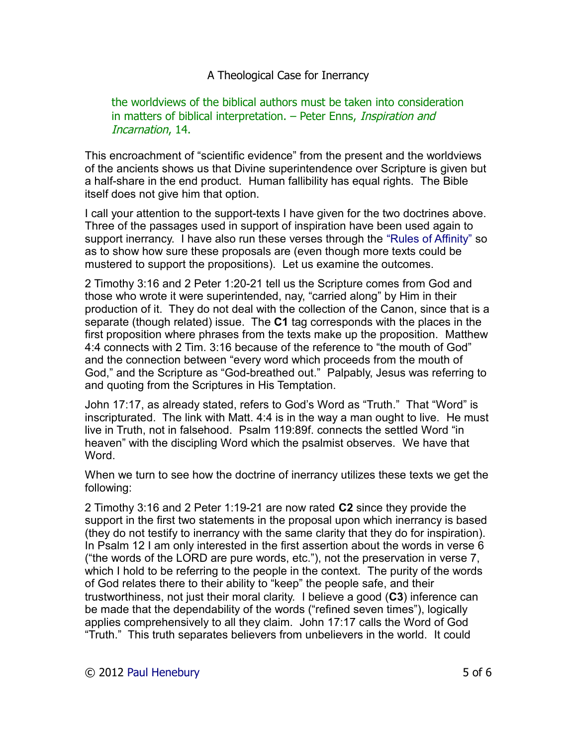the worldviews of the biblical authors must be taken into consideration in matters of biblical interpretation. – Peter Enns, *Inspiration and Incarnation*, 14.

This encroachment of "scientific evidence" from the present and the worldviews of the ancients shows us that Divine superintendence over Scripture is given but a half-share in the end product. Human fallibility has equal rights. The Bible itself does not give him that option.

I call your attention to the support-texts I have given for the two doctrines above. Three of the passages used in support of inspiration have been used again to support inerrancy. I have also run these verses through the "Rules of Affinity" so as to show how sure these proposals are (even though more texts could be mustered to support the propositions). Let us examine the outcomes.

2 Timothy 3:16 and 2 Peter 1:20-21 tell us the Scripture comes from God and those who wrote it were superintended, nay, "carried along" by Him in their production of it. They do not deal with the collection of the Canon, since that is a separate (though related) issue. The **C1** tag corresponds with the places in the first proposition where phrases from the texts make up the proposition. Matthew 4:4 connects with 2 Tim. 3:16 because of the reference to "the mouth of God" and the connection between "every word which proceeds from the mouth of God," and the Scripture as "God-breathed out." Palpably, Jesus was referring to and quoting from the Scriptures in His Temptation.

John 17:17, as already stated, refers to God's Word as "Truth." That "Word" is inscripturated. The link with Matt. 4:4 is in the way a man ought to live. He must live in Truth, not in falsehood. Psalm 119:89f. connects the settled Word "in heaven" with the discipling Word which the psalmist observes. We have that Word.

When we turn to see how the doctrine of inerrancy utilizes these texts we get the following:

2 Timothy 3:16 and 2 Peter 1:19-21 are now rated **C2** since they provide the support in the first two statements in the proposal upon which inerrancy is based (they do not testify to inerrancy with the same clarity that they do for inspiration). In Psalm 12 I am only interested in the first assertion about the words in verse 6 ("the words of the LORD are pure words, etc."), not the preservation in verse 7, which I hold to be referring to the people in the context. The purity of the words of God relates there to their ability to "keep" the people safe, and their trustworthiness, not just their moral clarity. I believe a good (**C3**) inference can be made that the dependability of the words ("refined seven times"), logically applies comprehensively to all they claim. John 17:17 calls the Word of God "Truth." This truth separates believers from unbelievers in the world. It could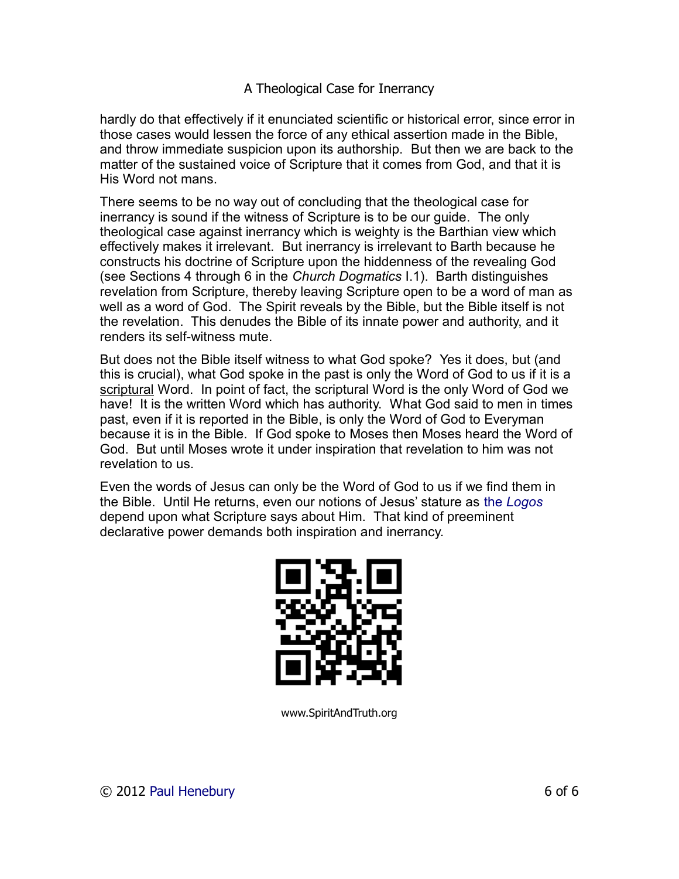hardly do that effectively if it enunciated scientific or historical error, since error in those cases would lessen the force of any ethical assertion made in the Bible, and throw immediate suspicion upon its authorship. But then we are back to the matter of the sustained voice of Scripture that it comes from God, and that it is His Word not mans.

There seems to be no way out of concluding that the theological case for inerrancy is sound if the witness of Scripture is to be our guide. The only theological case against inerrancy which is weighty is the Barthian view which effectively makes it irrelevant. But inerrancy is irrelevant to Barth because he constructs his doctrine of Scripture upon the hiddenness of the revealing God (see Sections 4 through 6 in the *Church Dogmatics* I.1). Barth distinguishes revelation from Scripture, thereby leaving Scripture open to be a word of man as well as a word of God. The Spirit reveals by the Bible, but the Bible itself is not the revelation. This denudes the Bible of its innate power and authority, and it renders its self-witness mute.

But does not the Bible itself witness to what God spoke? Yes it does, but (and this is crucial), what God spoke in the past is only the Word of God to us if it is a <u>scriptural</u> Word. In point of fact, the scriptural Word is the only Word of God we have! It is the written Word which has authority. What God said to men in times past, even if it is reported in the Bible, is only the Word of God to Everyman because it is in the Bible. If God spoke to Moses then Moses heard the Word of God. But until Moses wrote it under inspiration that revelation to him was not revelation to us.

Even the words of Jesus can only be the Word of God to us if we find them in the Bible. Until He returns, even our notions of Jesus' stature as the *Logos* depend upon what Scripture says about Him. That kind of preeminent declarative power demands both inspiration and inerrancy.

www.SpiritAndTruth.org

© 2012 Paul Henebury